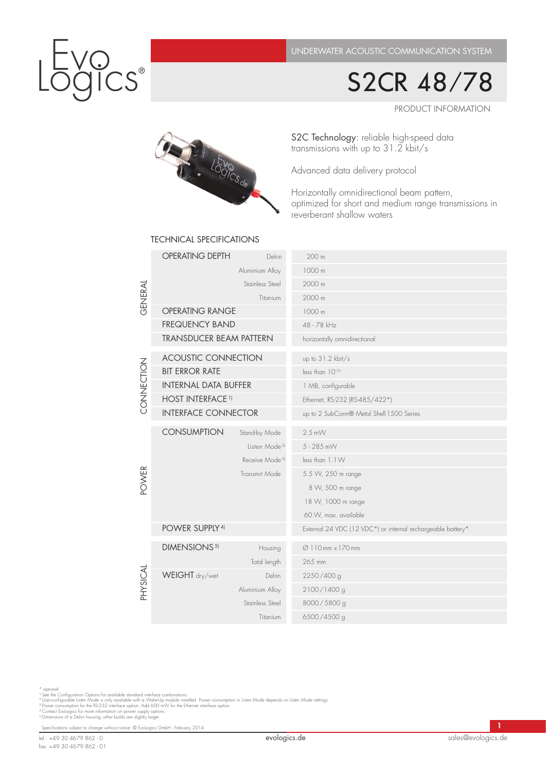UNDERWATER ACOUSTIC COMMUNICATION SYSTEM

# S2CR 48/78

PRODUCT INFORMATION

S2C Technology: reliable high-speed data transmissions with up to 31.2 kbit/s

Advanced data delivery protocol

Horizontally omnidirectional beam pattern, optimized for short and medium range transmissions in reverberant shallow waters

## TECHNICAL SPECIFICATIONS

| Section | Parameter | Detail | Value |
|---|---|---|---|
| GENERAL | OPERATING DEPTH | Delrin | 200 m |
| | | Aluminium Alloy | 1000 m |
| | | Stainless Steel | 2000 m |
| | | Titanium | 2000 m |
| | OPERATING RANGE | | 1000 m |
| | FREQUENCY BAND | | 48 - 78 kHz |
| | TRANSDUCER BEAM PATTERN | | horizontally omnidirectional |
| CONNECTION | ACOUSTIC CONNECTION | | up to 31.2 kbit/s |
| | BIT ERROR RATE | | less than $10^{-10}$ |
| | INTERNAL DATA BUFFER | | 1 MB, configurable |
| | HOST INTERFACE [1] | | Ethernet, RS-232 (RS-485/422*) |
| | INTERFACE CONNECTOR | | up to 2 SubConn® Metal Shell 1500 Series |
| POWER | CONSUMPTION | Stand-by Mode | 2.5 mW |
| | | Listen Mode [2] | 5 - 285 mW |
| | | Receive Mode [3] | less than 1.1 W |
| | | Transmit Mode | 5.5 W, 250 m range |
| | | | 8 W, 500 m range |
| | | | 18 W, 1000 m range |
| | | | 60 W, max. available |
| | POWER SUPPLY [4] | | External 24 VDC (12 VDC*) or internal rechargeable battery* |
| PHYSICAL | DIMENSIONS [5] | Housing | Ø 110 mm x 170 mm |
| | | Total length | 265 mm |
| | WEIGHT dry/wet | Delrin | 2250/400 g |
| | | Aluminium Alloy | 2100/1400 g |
| | | Stainless Steel | 8000/5800 g |
| | | Titanium | 6500/4500 g |

\* optional
[1] See the Configuration Options for available standard interface combinations.
[2] User-configurable Listen Mode is only available with a Wake-Up module installed. Power consumption in Listen Mode depends on Listen Mode settings.
[3] Power consumption for the RS-232 interface option. Add 600 mW for the Ethernet interface option.
[4] Contact EvoLogics for more information on power supply options.
[5] Dimensions of a Delrin housing, other builds are slightly larger.

Specifications subject to change without notice. © EvoLogics GmbH - February 2014

tel.: +49 30 4679 862 - 0
fax: +49 30 4679 862 - 01

evologics.de

sales@evologics.de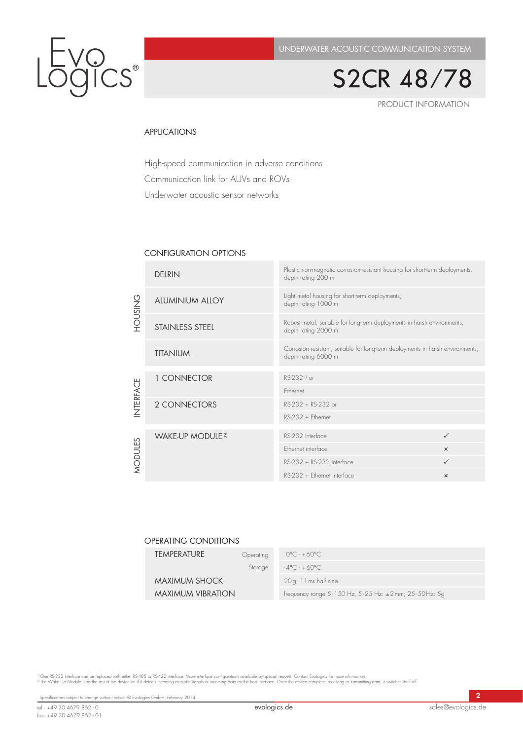UNDERWATER ACOUSTIC COMMUNICATION SYSTEM

# S2CR 48/78

PRODUCT INFORMATION

## APPLICATIONS

High-speed communication in adverse conditions
Communication link for AUVs and ROVs
Underwater acoustic sensor networks

## CONFIGURATION OPTIONS

| | | | |
|---|---|---|---|
| HOUSING | DELRIN | Plastic non-magnetic corrosion-resistant housing for short-term deployments, depth rating 200 m | |
| | ALUMINIUM ALLOY | Light metal housing for short-term deployments, depth rating 1000 m | |
| | STAINLESS STEEL | Robust metal, suitable for long-term deployments in harsh environments, depth rating 2000 m | |
| | TITANIUM | Corrosion resistant, suitable for long-term deployments in harsh environments, depth rating 6000 m | |
| INTERFACE | 1 CONNECTOR | RS-232 [1] or | |
| | | Ethernet | |
| | 2 CONNECTORS | RS-232 + RS-232 or | |
| | | RS-232 + Ethernet | |
| MODULES | WAKE-UP MODULE [2] | RS-232 interface | ✓ |
| | | Ethernet interface | × |
| | | RS-232 + RS-232 interface | ✓ |
| | | RS-232 + Ethernet interface | × |

## OPERATING CONDITIONS

| | | |
|---|---|---|
| TEMPERATURE | Operating | 0°C - +60°C |
| | Storage | -4°C - +60°C |
| MAXIMUM SHOCK | | 20g, 11 ms half sine |
| MAXIMUM VIBRATION | | frequency range 5-150 Hz, 5-25 Hz: ±2 mm; 25-50 Hz: 5g |

[1] One RS-232 Interface can be replaced with either RS-485 or RS-422 interface. More interface configurations available by special request. Contact Evologics for more information.
[2] The Wake Up Module turns the rest of the device on if it detects incoming acoustic signals or incoming data on the host interface. Once the device completes receiving or transmitting data, it switches itself off.

Specifications subject to change without notice. © Evologics GmbH - February 2014

tel.: +49 30 4679 862 - 0
fax: +49 30 4679 862 - 01
evologics.de
sales@evologics.de